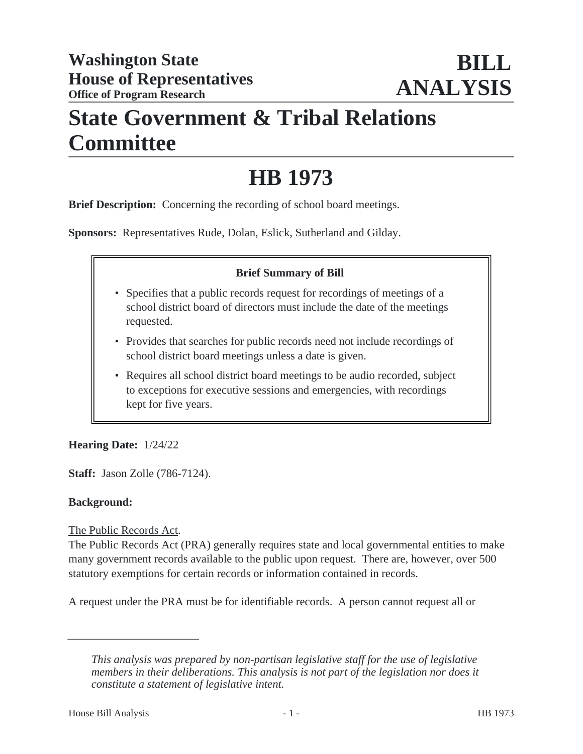**Washington State House of Representatives**
**Office of Program Research**

# BILL ANALYSIS

# State Government & Tribal Relations Committee

# HB 1973

**Brief Description:** Concerning the recording of school board meetings.

**Sponsors:** Representatives Rude, Dolan, Eslick, Sutherland and Gilday.

**Brief Summary of Bill**

- Specifies that a public records request for recordings of meetings of a school district board of directors must include the date of the meetings requested.
- Provides that searches for public records need not include recordings of school district board meetings unless a date is given.
- Requires all school district board meetings to be audio recorded, subject to exceptions for executive sessions and emergencies, with recordings kept for five years.

**Hearing Date:** 1/24/22

**Staff:** Jason Zolle (786-7124).

**Background:**

The Public Records Act.

The Public Records Act (PRA) generally requires state and local governmental entities to make many government records available to the public upon request. There are, however, over 500 statutory exemptions for certain records or information contained in records.

A request under the PRA must be for identifiable records. A person cannot request all or

---

*This analysis was prepared by non-partisan legislative staff for the use of legislative members in their deliberations. This analysis is not part of the legislation nor does it constitute a statement of legislative intent.*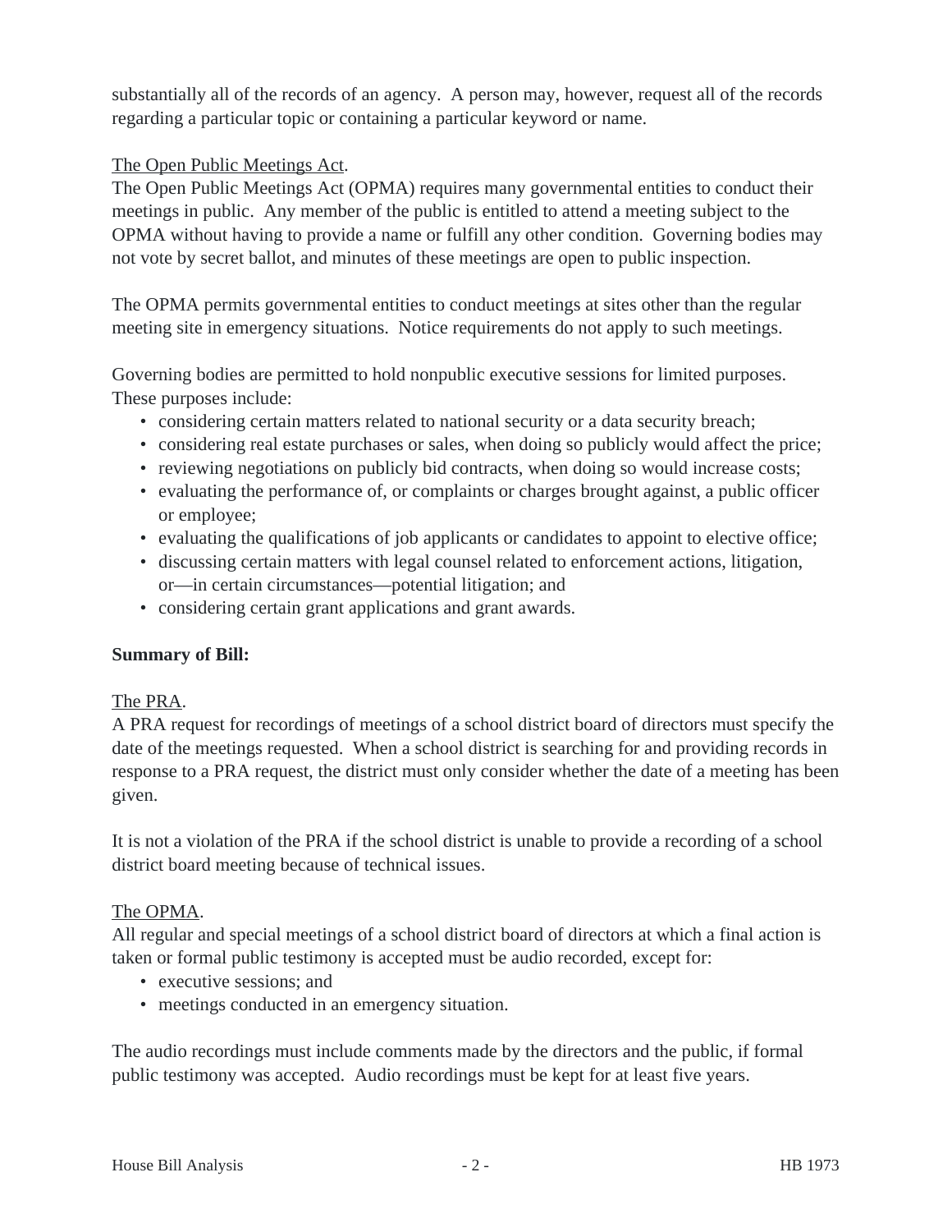substantially all of the records of an agency. A person may, however, request all of the records regarding a particular topic or containing a particular keyword or name.

The Open Public Meetings Act.

The Open Public Meetings Act (OPMA) requires many governmental entities to conduct their meetings in public. Any member of the public is entitled to attend a meeting subject to the OPMA without having to provide a name or fulfill any other condition. Governing bodies may not vote by secret ballot, and minutes of these meetings are open to public inspection.

The OPMA permits governmental entities to conduct meetings at sites other than the regular meeting site in emergency situations. Notice requirements do not apply to such meetings.

Governing bodies are permitted to hold nonpublic executive sessions for limited purposes. These purposes include:

- considering certain matters related to national security or a data security breach;
- considering real estate purchases or sales, when doing so publicly would affect the price;
- reviewing negotiations on publicly bid contracts, when doing so would increase costs;
- evaluating the performance of, or complaints or charges brought against, a public officer or employee;
- evaluating the qualifications of job applicants or candidates to appoint to elective office;
- discussing certain matters with legal counsel related to enforcement actions, litigation, or—in certain circumstances—potential litigation; and
- considering certain grant applications and grant awards.

**Summary of Bill:**

The PRA.

A PRA request for recordings of meetings of a school district board of directors must specify the date of the meetings requested. When a school district is searching for and providing records in response to a PRA request, the district must only consider whether the date of a meeting has been given.

It is not a violation of the PRA if the school district is unable to provide a recording of a school district board meeting because of technical issues.

The OPMA.

All regular and special meetings of a school district board of directors at which a final action is taken or formal public testimony is accepted must be audio recorded, except for:

- executive sessions; and
- meetings conducted in an emergency situation.

The audio recordings must include comments made by the directors and the public, if formal public testimony was accepted. Audio recordings must be kept for at least five years.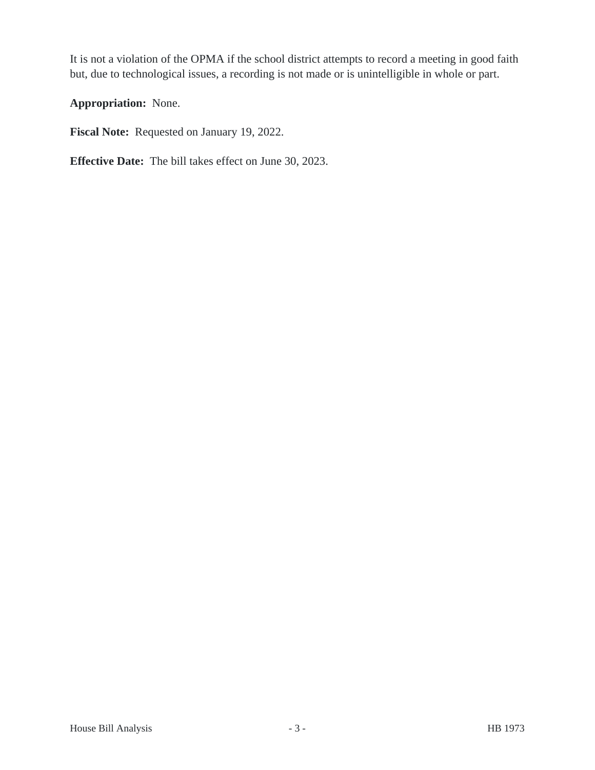It is not a violation of the OPMA if the school district attempts to record a meeting in good faith but, due to technological issues, a recording is not made or is unintelligible in whole or part.

**Appropriation:** None.

**Fiscal Note:** Requested on January 19, 2022.

**Effective Date:** The bill takes effect on June 30, 2023.